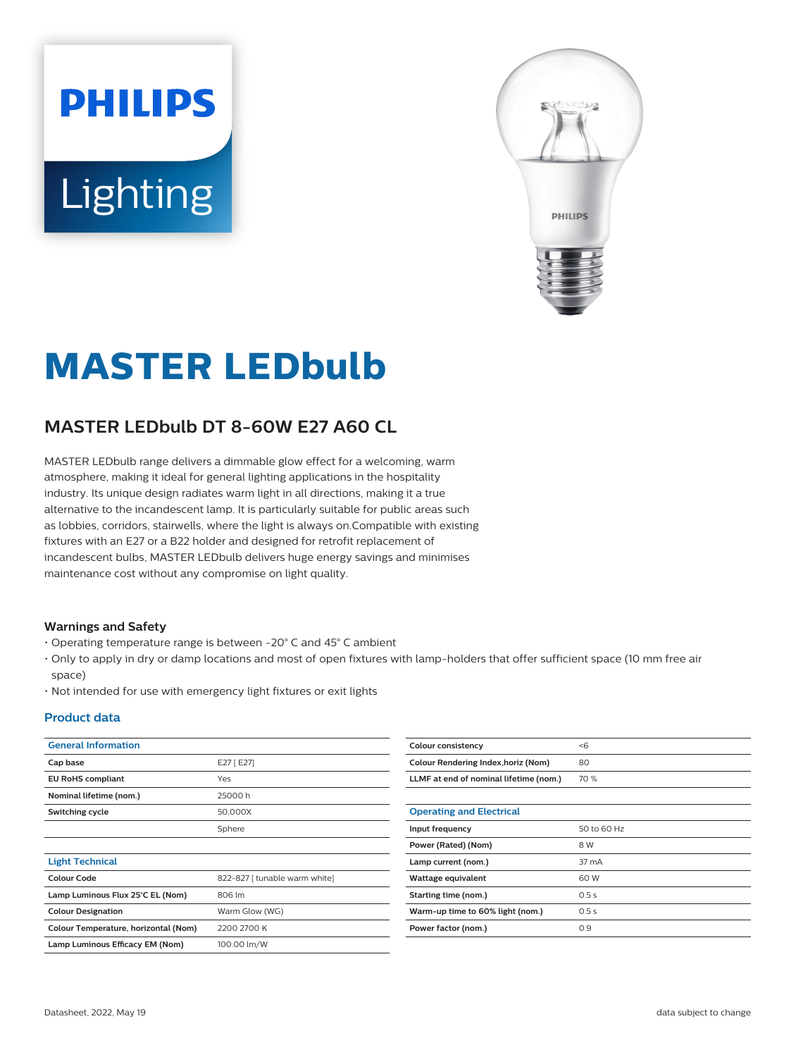PHILIPS

Lighting

# MASTER LEDbulb

## MASTER LEDbulb DT 8-60W E27 A60 CL

MASTER LEDbulb range delivers a dimmable glow effect for a welcoming, warm atmosphere, making it ideal for general lighting applications in the hospitality industry. Its unique design radiates warm light in all directions, making it a true alternative to the incandescent lamp. It is particularly suitable for public areas such as lobbies, corridors, stairwells, where the light is always on.Compatible with existing fixtures with an E27 or a B22 holder and designed for retrofit replacement of incandescent bulbs, MASTER LEDbulb delivers huge energy savings and minimises maintenance cost without any compromise on light quality.

### Warnings and Safety

- Operating temperature range is between -20° C and 45° C ambient
- Only to apply in dry or damp locations and most of open fixtures with lamp-holders that offer sufficient space (10 mm free air space)
- Not intended for use with emergency light fixtures or exit lights

### Product data

| General Information | |
|---|---|
| Cap base | E27 [ E27] |
| EU RoHS compliant | Yes |
| Nominal lifetime (nom.) | 25000 h |
| Switching cycle | 50,000X |
| | Sphere |

| Light Technical | |
|---|---|
| Colour Code | 822-827 [ tunable warm white] |
| Lamp Luminous Flux 25°C EL (Nom) | 806 lm |
| Colour Designation | Warm Glow (WG) |
| Colour Temperature, horizontal (Nom) | 2200 2700 K |
| Lamp Luminous Efficacy EM (Nom) | 100.00 lm/W |
| Colour consistency | <6 |
| Colour Rendering Index,horiz (Nom) | 80 |
| LLMF at end of nominal lifetime (nom.) | 70 % |

| Operating and Electrical | |
|---|---|
| Input frequency | 50 to 60 Hz |
| Power (Rated) (Nom) | 8 W |
| Lamp current (nom.) | 37 mA |
| Wattage equivalent | 60 W |
| Starting time (nom.) | 0.5 s |
| Warm-up time to 60% light (nom.) | 0.5 s |
| Power factor (nom.) | 0.9 |

Datasheet, 2022, May 19

data subject to change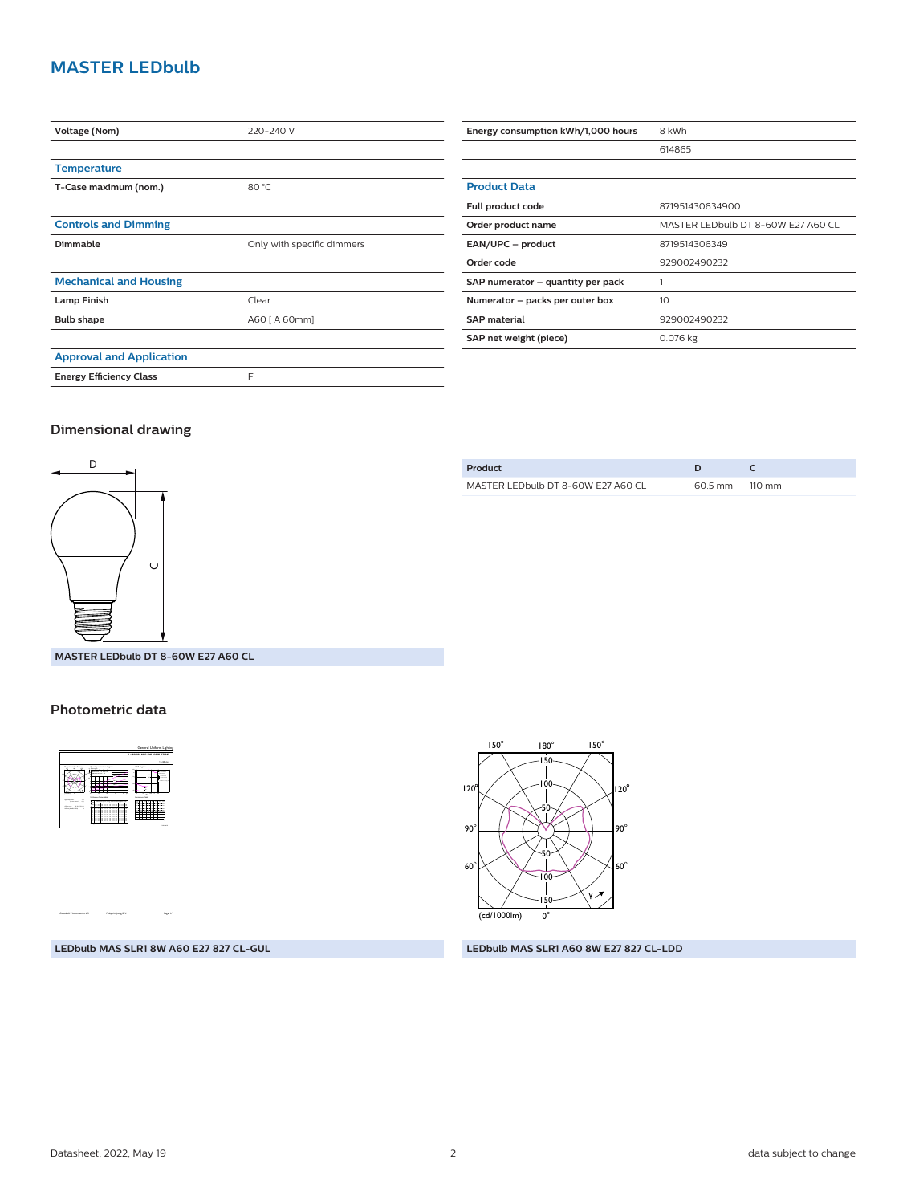## MASTER LEDbulb

| Voltage (Nom) | 220-240 V |
|---|---|
| | |

### Temperature

| T-Case maximum (nom.) | 80 °C |
|---|---|

### Controls and Dimming

| Dimmable | Only with specific dimmers |
|---|---|

### Mechanical and Housing

| Lamp Finish | Clear |
|---|---|
| Bulb shape | A60 [ A 60mm] |

### Approval and Application

| Energy Efficiency Class | F |
|---|---|

| Energy consumption kWh/1,000 hours | 8 kWh |
|---|---|
| | 614865 |

### Product Data

| Full product code | 871951430634900 |
|---|---|
| Order product name | MASTER LEDbulb DT 8-60W E27 A60 CL |
| EAN/UPC – product | 8719514306349 |
| Order code | 929002490232 |
| SAP numerator – quantity per pack | 1 |
| Numerator – packs per outer box | 10 |
| SAP material | 929002490232 |
| SAP net weight (piece) | 0.076 kg |

## Dimensional drawing

MASTER LEDbulb DT 8-60W E27 A60 CL

| Product | D | C |
|---|---|---|
| MASTER LEDbulb DT 8-60W E27 A60 CL | 60.5 mm | 110 mm |

## Photometric data

LEDbulb MAS SLR1 8W A60 E27 827 CL-GUL

LEDbulb MAS SLR1 A60 8W E27 827 CL-LDD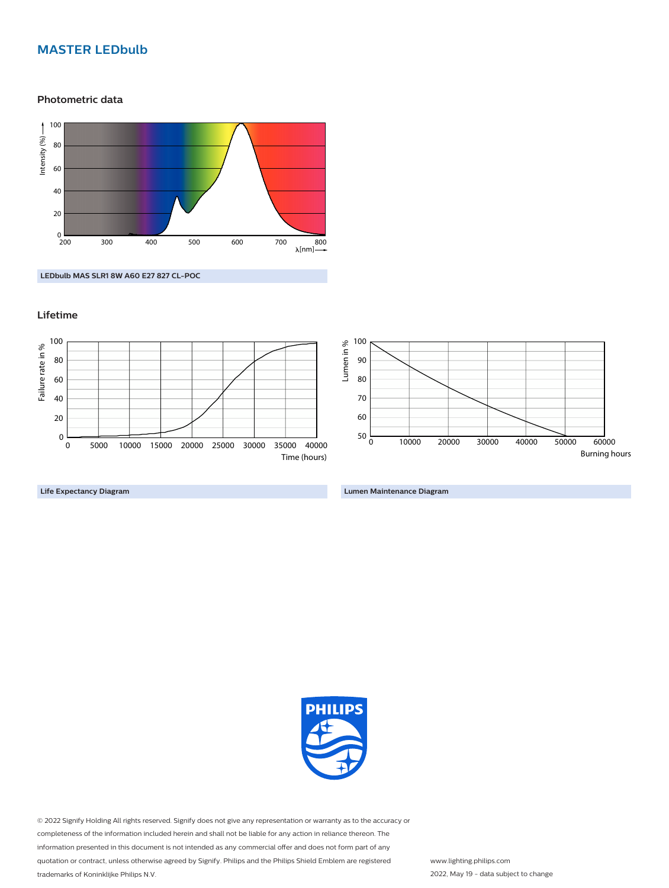# MASTER LEDbulb

## Photometric data

Intensity (%)

100
80
60
40
20
0

200 300 400 500 600 700 800

λ[nm]

LEDbulb MAS SLR1 8W A60 E27 827 CL-POC

## Lifetime

Failure rate in %

100
80
60
40
20
0

0 5000 10000 15000 20000 25000 30000 35000 40000

Time (hours)

Life Expectancy Diagram

Lumen in %

100
90
80
70
60
50

0 10000 20000 30000 40000 50000 60000

Burning hours

Lumen Maintenance Diagram

© 2022 Signify Holding All rights reserved. Signify does not give any representation or warranty as to the accuracy or completeness of the information included herein and shall not be liable for any action in reliance thereon. The information presented in this document is not intended as any commercial offer and does not form part of any quotation or contract, unless otherwise agreed by Signify. Philips and the Philips Shield Emblem are registered trademarks of Koninklijke Philips N.V.

www.lighting.philips.com

2022, May 19 - data subject to change